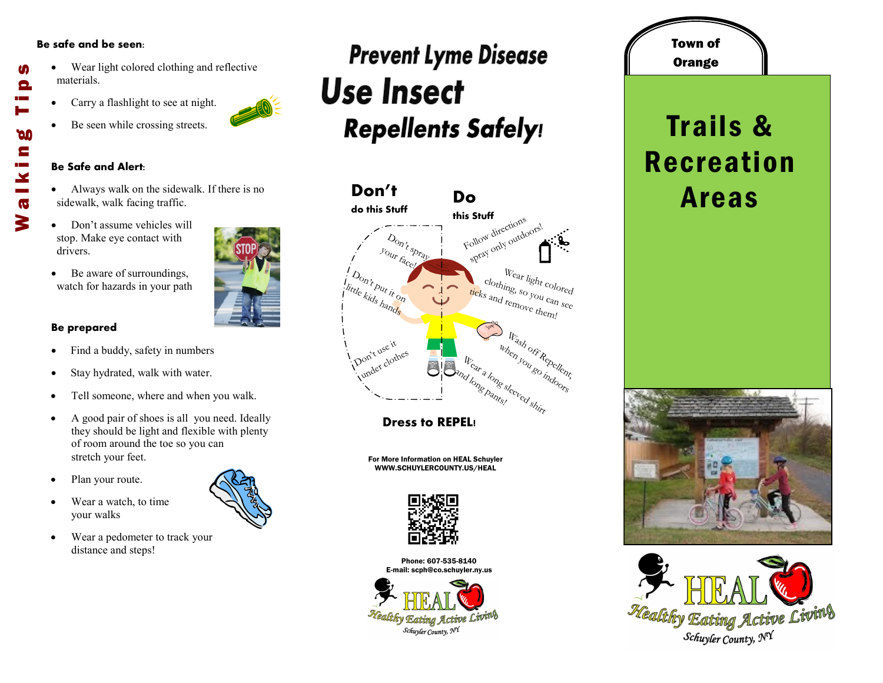## Walking Tips

**Be safe and be seen:**

- Wear light colored clothing and reflective materials.
- Carry a flashlight to see at night.
- Be seen while crossing streets.

**Be Safe and Alert:**

- Always walk on the sidewalk. If there is no sidewalk, walk facing traffic.
- Don't assume vehicles will stop. Make eye contact with drivers.
- Be aware of surroundings, watch for hazards in your path

**Be prepared**

- Find a buddy, safety in numbers
- Stay hydrated, walk with water.
- Tell someone, where and when you walk.
- A good pair of shoes is all you need. Ideally they should be light and flexible with plenty of room around the toe so you can stretch your feet.
- Plan your route.
- Wear a watch, to time your walks
- Wear a pedometer to track your distance and steps!

# Prevent Lyme Disease Use Insect Repellents Safely!

**Don't** do this Stuff

- Don't spray your face!
- Don't put it on little kids hands
- Don't use it under clothes

**Do** this Stuff

- Follow directions spray only outdoors!
- Wear light colored clothing, so you can see ticks and remove them!
- Wash off Repellent, when you go indoors
- Wear a long sleeved shirt and long pants!

**Dress to REPEL!**

For More Information on HEAL Schuyler
WWW.SCHUYLERCOUNTY.US/HEAL

Phone: 607-535-8140
E-mail: scph@co.schuyler.ny.us

HEAL Healthy Eating Active Living Schuyler County, NY

**Town of Orange**

# Trails & Recreation Areas

HEAL Healthy Eating Active Living Schuyler County, NY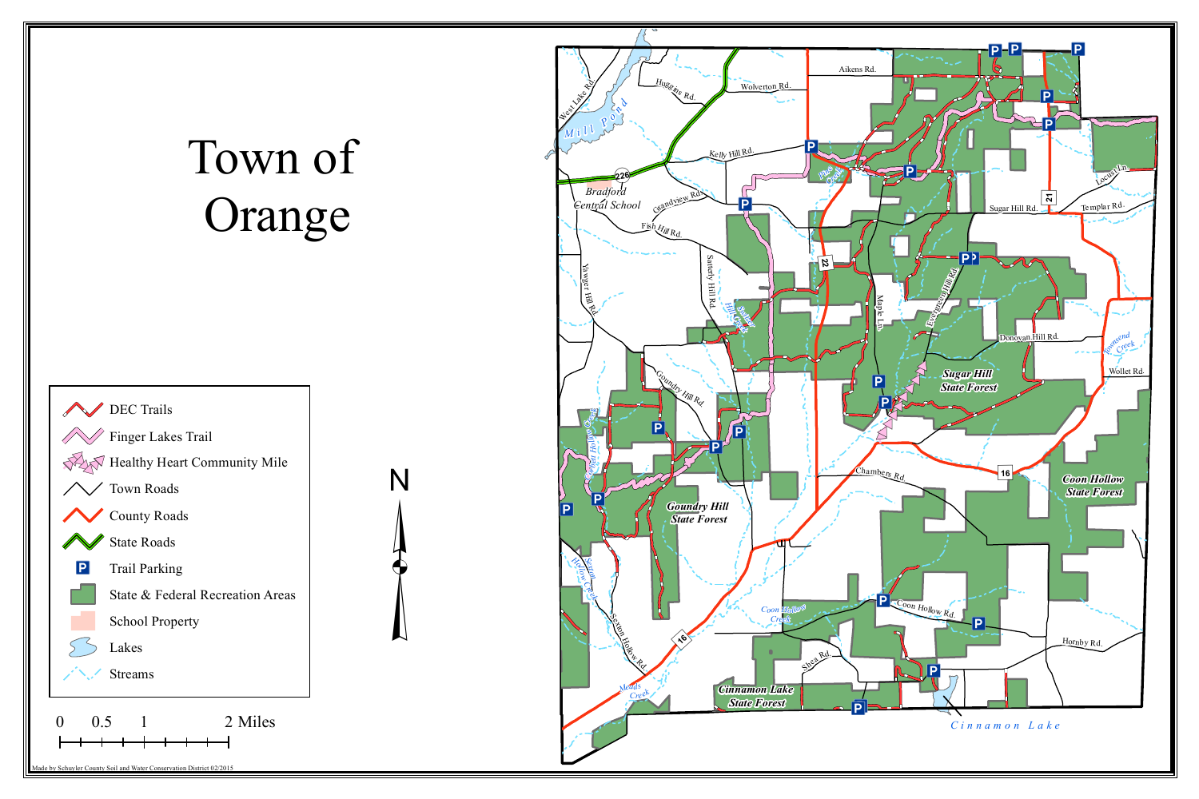# Town of Orange

DEC Trails

Finger Lakes Trail

Healthy Heart Community Mile

Town Roads

County Roads

State Roads

Trail Parking

State & Federal Recreation Areas

School Property

Lakes

Streams

0 0.5 1 2 Miles

N

Mill Pond

West Lake Rd.

Huggins Rd.

Wolverton Rd.

Aikens Rd.

Kelly Hill Rd.

226

Bradford Central School

Grandview Rd.

Fish Hill Rd.

Locust Ln.

Sugar Hill Rd.

21

Templar Rd.

22

Yawger Hill Rd.

Satterly Hill Rd.

Maple Ln.

Evergreen Hill Rd.

Donovan Hill Rd.

Townsend Creek

Wollet Rd.

Goundry Hill Rd.

Sugar Hill State Forest

Chambers Rd.

16

Coon Hollow State Forest

Goundry Hill State Forest

Sexton Hollow Creek

Coon Hollow Creek

Coon Hollow Rd.

Hornby Rd.

Sexton Hollow Rd.

16

Shea Rd.

Meads Creek

Cinnamon Lake State Forest

Cinnamon Lake

Made by Schuyler County Soil and Water Conservation District 02/2015